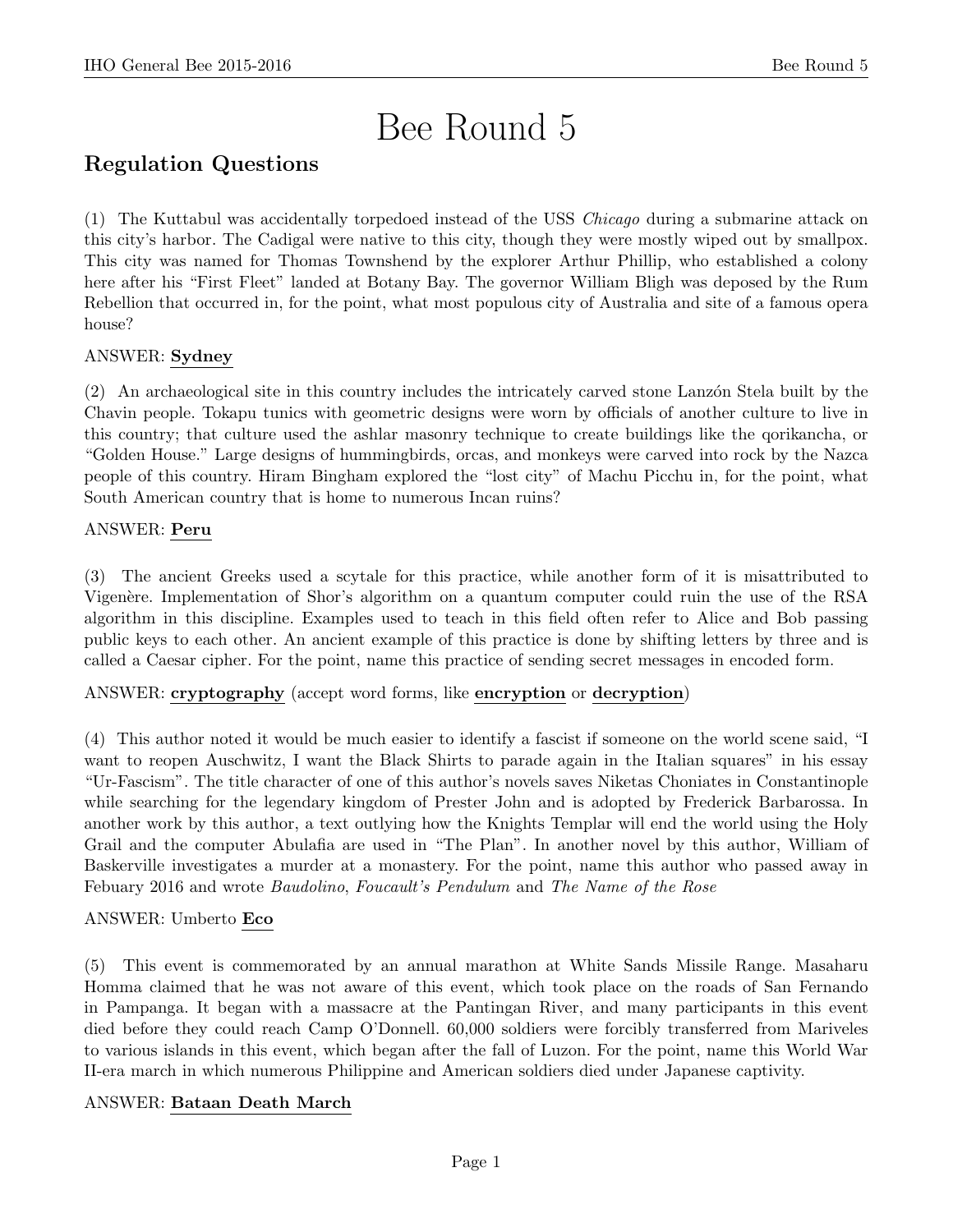# Bee Round 5

## Regulation Questions

(1) The Kuttabul was accidentally torpedoed instead of the USS *Chicago* during a submarine attack on this city's harbor. The Cadigal were native to this city, though they were mostly wiped out by smallpox. This city was named for Thomas Townshend by the explorer Arthur Phillip, who established a colony here after his "First Fleet" landed at Botany Bay. The governor William Bligh was deposed by the Rum Rebellion that occurred in, for the point, what most populous city of Australia and site of a famous opera house?

ANSWER: **Sydney**

(2) An archaeological site in this country includes the intricately carved stone Lanzón Stela built by the Chavin people. Tokapu tunics with geometric designs were worn by officials of another culture to live in this country; that culture used the ashlar masonry technique to create buildings like the qorikancha, or "Golden House." Large designs of hummingbirds, orcas, and monkeys were carved into rock by the Nazca people of this country. Hiram Bingham explored the "lost city" of Machu Picchu in, for the point, what South American country that is home to numerous Incan ruins?

ANSWER: **Peru**

(3) The ancient Greeks used a scytale for this practice, while another form of it is misattributed to Vigenère. Implementation of Shor's algorithm on a quantum computer could ruin the use of the RSA algorithm in this discipline. Examples used to teach in this field often refer to Alice and Bob passing public keys to each other. An ancient example of this practice is done by shifting letters by three and is called a Caesar cipher. For the point, name this practice of sending secret messages in encoded form.

ANSWER: **cryptography** (accept word forms, like **encryption** or **decryption**)

(4) This author noted it would be much easier to identify a fascist if someone on the world scene said, "I want to reopen Auschwitz, I want the Black Shirts to parade again in the Italian squares" in his essay "Ur-Fascism". The title character of one of this author's novels saves Niketas Choniates in Constantinople while searching for the legendary kingdom of Prester John and is adopted by Frederick Barbarossa. In another work by this author, a text outlying how the Knights Templar will end the world using the Holy Grail and the computer Abulafia are used in "The Plan". In another novel by this author, William of Baskerville investigates a murder at a monastery. For the point, name this author who passed away in Febuary 2016 and wrote *Baudolino*, *Foucault's Pendulum* and *The Name of the Rose*

ANSWER: Umberto **Eco**

(5) This event is commemorated by an annual marathon at White Sands Missile Range. Masaharu Homma claimed that he was not aware of this event, which took place on the roads of San Fernando in Pampanga. It began with a massacre at the Pantingan River, and many participants in this event died before they could reach Camp O'Donnell. 60,000 soldiers were forcibly transferred from Mariveles to various islands in this event, which began after the fall of Luzon. For the point, name this World War II-era march in which numerous Philippine and American soldiers died under Japanese captivity.

ANSWER: **Bataan Death March**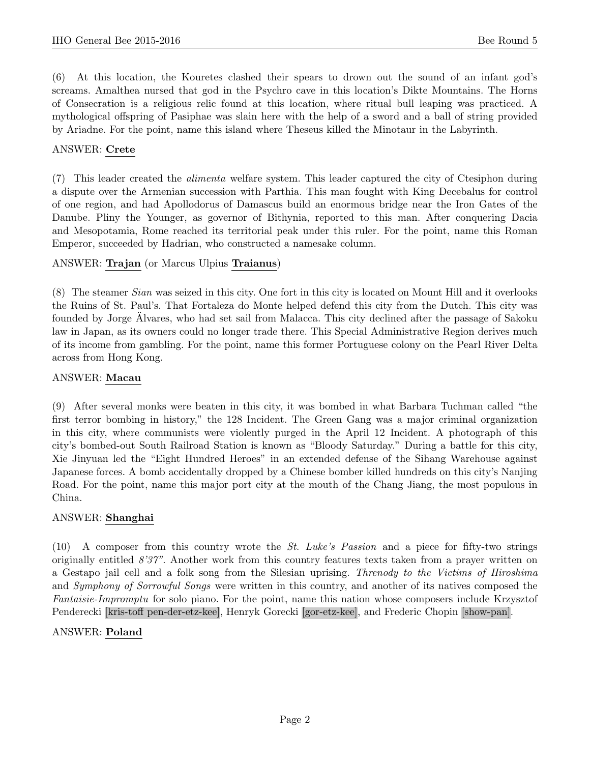(6) At this location, the Kouretes clashed their spears to drown out the sound of an infant god's screams. Amalthea nursed that god in the Psychro cave in this location's Dikte Mountains. The Horns of Consecration is a religious relic found at this location, where ritual bull leaping was practiced. A mythological offspring of Pasiphae was slain here with the help of a sword and a ball of string provided by Ariadne. For the point, name this island where Theseus killed the Minotaur in the Labyrinth.

ANSWER: **Crete**

(7) This leader created the *alimenta* welfare system. This leader captured the city of Ctesiphon during a dispute over the Armenian succession with Parthia. This man fought with King Decebalus for control of one region, and had Apollodorus of Damascus build an enormous bridge near the Iron Gates of the Danube. Pliny the Younger, as governor of Bithynia, reported to this man. After conquering Dacia and Mesopotamia, Rome reached its territorial peak under this ruler. For the point, name this Roman Emperor, succeeded by Hadrian, who constructed a namesake column.

ANSWER: **Trajan** (or Marcus Ulpius **Traianus**)

(8) The steamer *Sian* was seized in this city. One fort in this city is located on Mount Hill and it overlooks the Ruins of St. Paul's. That Fortaleza do Monte helped defend this city from the Dutch. This city was founded by Jorge Älvares, who had set sail from Malacca. This city declined after the passage of Sakoku law in Japan, as its owners could no longer trade there. This Special Administrative Region derives much of its income from gambling. For the point, name this former Portuguese colony on the Pearl River Delta across from Hong Kong.

ANSWER: **Macau**

(9) After several monks were beaten in this city, it was bombed in what Barbara Tuchman called "the first terror bombing in history," the 128 Incident. The Green Gang was a major criminal organization in this city, where communists were violently purged in the April 12 Incident. A photograph of this city's bombed-out South Railroad Station is known as "Bloody Saturday." During a battle for this city, Xie Jinyuan led the "Eight Hundred Heroes" in an extended defense of the Sihang Warehouse against Japanese forces. A bomb accidentally dropped by a Chinese bomber killed hundreds on this city's Nanjing Road. For the point, name this major port city at the mouth of the Chang Jiang, the most populous in China.

ANSWER: **Shanghai**

(10) A composer from this country wrote the *St. Luke's Passion* and a piece for fifty-two strings originally entitled *8'37"*. Another work from this country features texts taken from a prayer written on a Gestapo jail cell and a folk song from the Silesian uprising. *Threnody to the Victims of Hiroshima* and *Symphony of Sorrowful Songs* were written in this country, and another of its natives composed the *Fantaisie-Impromptu* for solo piano. For the point, name this nation whose composers include Krzysztof Penderecki [kris-toff pen-der-etz-kee], Henryk Gorecki [gor-etz-kee], and Frederic Chopin [show-pan].

ANSWER: **Poland**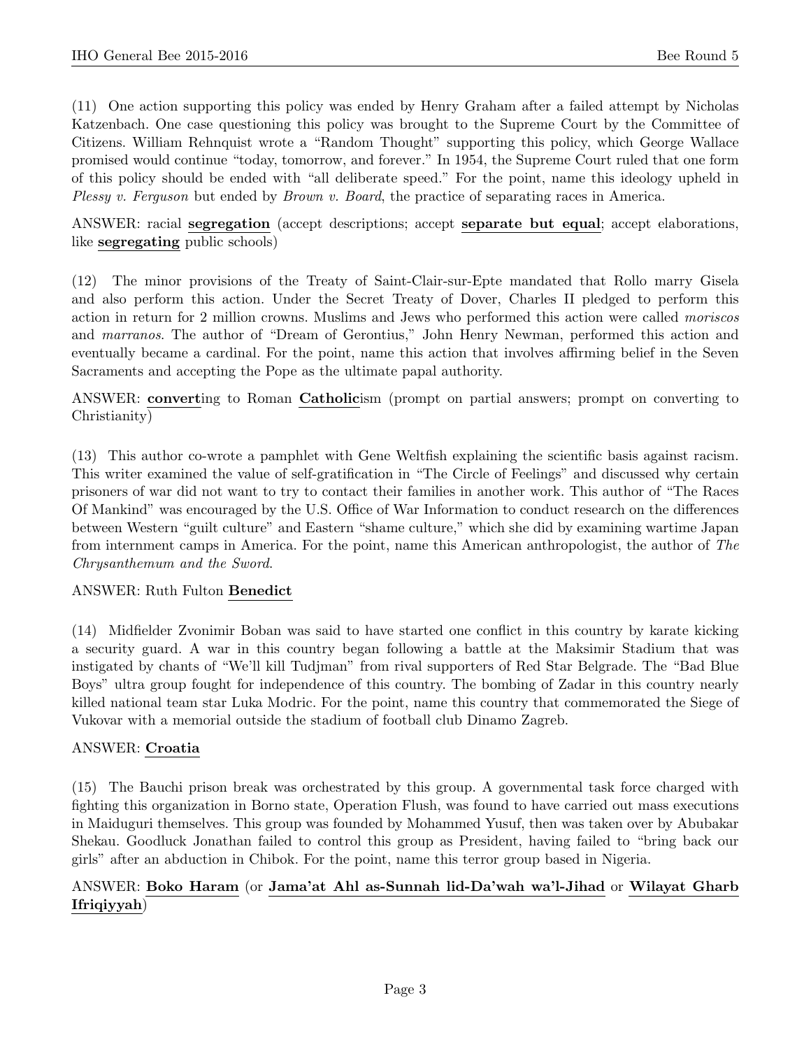(11) One action supporting this policy was ended by Henry Graham after a failed attempt by Nicholas Katzenbach. One case questioning this policy was brought to the Supreme Court by the Committee of Citizens. William Rehnquist wrote a "Random Thought" supporting this policy, which George Wallace promised would continue "today, tomorrow, and forever." In 1954, the Supreme Court ruled that one form of this policy should be ended with "all deliberate speed." For the point, name this ideology upheld in *Plessy v. Ferguson* but ended by *Brown v. Board*, the practice of separating races in America.

ANSWER: racial **segregation** (accept descriptions; accept **separate but equal**; accept elaborations, like **segregating** public schools)

(12) The minor provisions of the Treaty of Saint-Clair-sur-Epte mandated that Rollo marry Gisela and also perform this action. Under the Secret Treaty of Dover, Charles II pledged to perform this action in return for 2 million crowns. Muslims and Jews who performed this action were called *moriscos* and *marranos*. The author of "Dream of Gerontius," John Henry Newman, performed this action and eventually became a cardinal. For the point, name this action that involves affirming belief in the Seven Sacraments and accepting the Pope as the ultimate papal authority.

ANSWER: **convert**ing to Roman **Catholic**ism (prompt on partial answers; prompt on converting to Christianity)

(13) This author co-wrote a pamphlet with Gene Weltfish explaining the scientific basis against racism. This writer examined the value of self-gratification in "The Circle of Feelings" and discussed why certain prisoners of war did not want to try to contact their families in another work. This author of "The Races Of Mankind" was encouraged by the U.S. Office of War Information to conduct research on the differences between Western "guilt culture" and Eastern "shame culture," which she did by examining wartime Japan from internment camps in America. For the point, name this American anthropologist, the author of *The Chrysanthemum and the Sword*.

ANSWER: Ruth Fulton **Benedict**

(14) Midfielder Zvonimir Boban was said to have started one conflict in this country by karate kicking a security guard. A war in this country began following a battle at the Maksimir Stadium that was instigated by chants of "We'll kill Tudjman" from rival supporters of Red Star Belgrade. The "Bad Blue Boys" ultra group fought for independence of this country. The bombing of Zadar in this country nearly killed national team star Luka Modric. For the point, name this country that commemorated the Siege of Vukovar with a memorial outside the stadium of football club Dinamo Zagreb.

ANSWER: **Croatia**

(15) The Bauchi prison break was orchestrated by this group. A governmental task force charged with fighting this organization in Borno state, Operation Flush, was found to have carried out mass executions in Maiduguri themselves. This group was founded by Mohammed Yusuf, then was taken over by Abubakar Shekau. Goodluck Jonathan failed to control this group as President, having failed to "bring back our girls" after an abduction in Chibok. For the point, name this terror group based in Nigeria.

ANSWER: **Boko Haram** (or **Jama'at Ahl as-Sunnah lid-Da'wah wa'l-Jihad** or **Wilayat Gharb Ifriqiyyah**)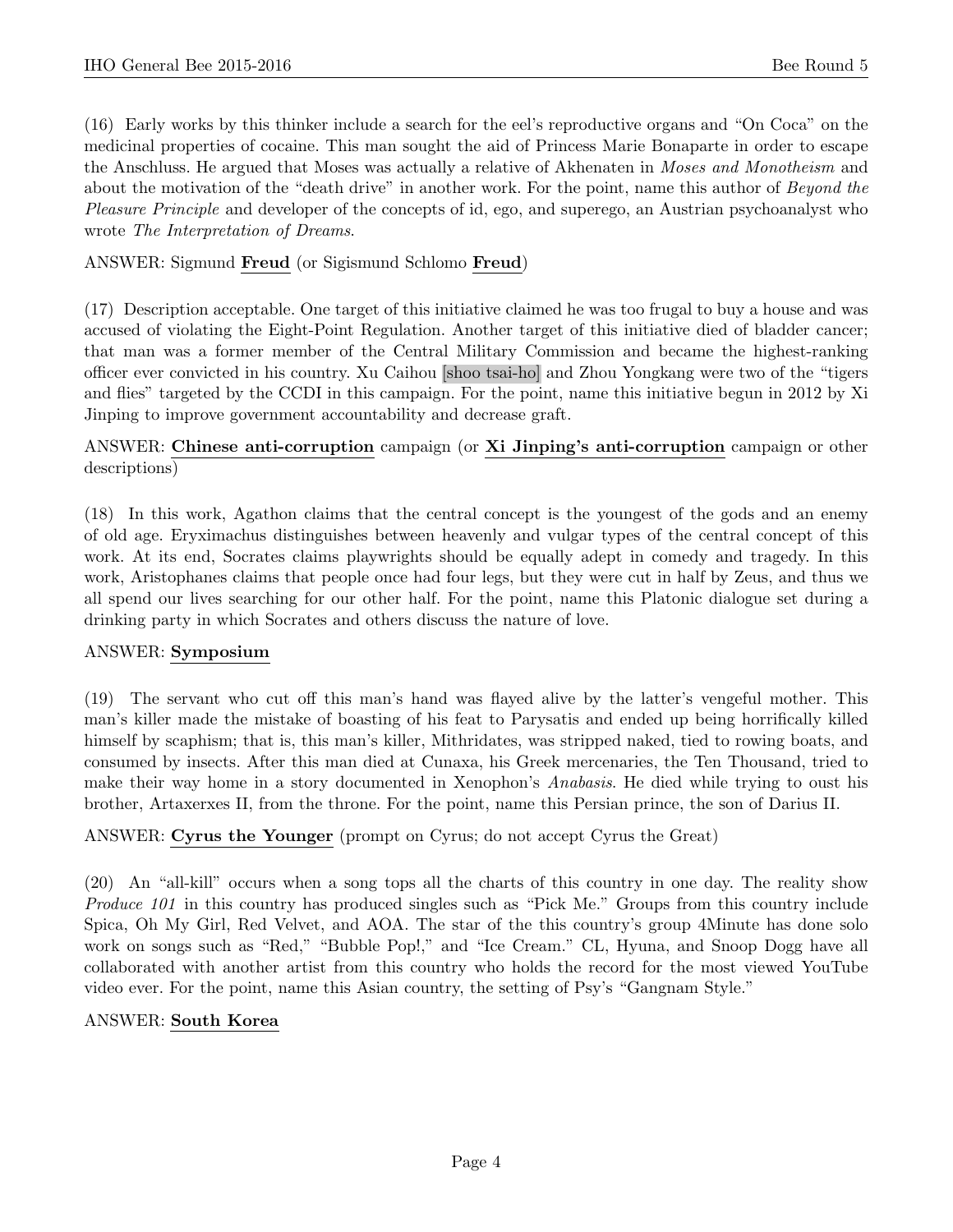(16) Early works by this thinker include a search for the eel's reproductive organs and "On Coca" on the medicinal properties of cocaine. This man sought the aid of Princess Marie Bonaparte in order to escape the Anschluss. He argued that Moses was actually a relative of Akhenaten in *Moses and Monotheism* and about the motivation of the "death drive" in another work. For the point, name this author of *Beyond the Pleasure Principle* and developer of the concepts of id, ego, and superego, an Austrian psychoanalyst who wrote *The Interpretation of Dreams*.

ANSWER: Sigmund **Freud** (or Sigismund Schlomo **Freud**)

(17) Description acceptable. One target of this initiative claimed he was too frugal to buy a house and was accused of violating the Eight-Point Regulation. Another target of this initiative died of bladder cancer; that man was a former member of the Central Military Commission and became the highest-ranking officer ever convicted in his country. Xu Caihou [shoo tsai-ho] and Zhou Yongkang were two of the "tigers and flies" targeted by the CCDI in this campaign. For the point, name this initiative begun in 2012 by Xi Jinping to improve government accountability and decrease graft.

ANSWER: **Chinese anti-corruption** campaign (or **Xi Jinping's anti-corruption** campaign or other descriptions)

(18) In this work, Agathon claims that the central concept is the youngest of the gods and an enemy of old age. Eryximachus distinguishes between heavenly and vulgar types of the central concept of this work. At its end, Socrates claims playwrights should be equally adept in comedy and tragedy. In this work, Aristophanes claims that people once had four legs, but they were cut in half by Zeus, and thus we all spend our lives searching for our other half. For the point, name this Platonic dialogue set during a drinking party in which Socrates and others discuss the nature of love.

ANSWER: **Symposium**

(19) The servant who cut off this man's hand was flayed alive by the latter's vengeful mother. This man's killer made the mistake of boasting of his feat to Parysatis and ended up being horrifically killed himself by scaphism; that is, this man's killer, Mithridates, was stripped naked, tied to rowing boats, and consumed by insects. After this man died at Cunaxa, his Greek mercenaries, the Ten Thousand, tried to make their way home in a story documented in Xenophon's *Anabasis*. He died while trying to oust his brother, Artaxerxes II, from the throne. For the point, name this Persian prince, the son of Darius II.

ANSWER: **Cyrus the Younger** (prompt on Cyrus; do not accept Cyrus the Great)

(20) An "all-kill" occurs when a song tops all the charts of this country in one day. The reality show *Produce 101* in this country has produced singles such as "Pick Me." Groups from this country include Spica, Oh My Girl, Red Velvet, and AOA. The star of the this country's group 4Minute has done solo work on songs such as "Red," "Bubble Pop!," and "Ice Cream." CL, Hyuna, and Snoop Dogg have all collaborated with another artist from this country who holds the record for the most viewed YouTube video ever. For the point, name this Asian country, the setting of Psy's "Gangnam Style."

ANSWER: **South Korea**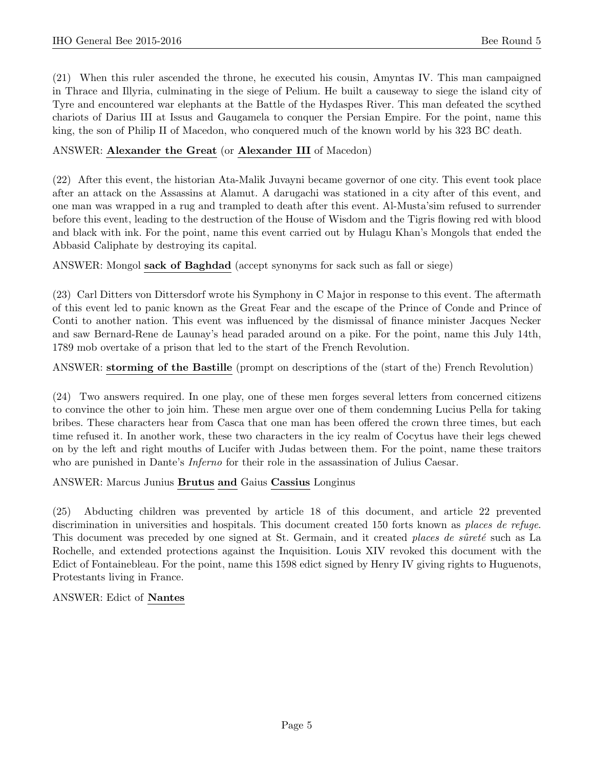(21) When this ruler ascended the throne, he executed his cousin, Amyntas IV. This man campaigned in Thrace and Illyria, culminating in the siege of Pelium. He built a causeway to siege the island city of Tyre and encountered war elephants at the Battle of the Hydaspes River. This man defeated the scythed chariots of Darius III at Issus and Gaugamela to conquer the Persian Empire. For the point, name this king, the son of Philip II of Macedon, who conquered much of the known world by his 323 BC death.

ANSWER: **Alexander the Great** (or **Alexander III** of Macedon)

(22) After this event, the historian Ata-Malik Juvayni became governor of one city. This event took place after an attack on the Assassins at Alamut. A darugachi was stationed in a city after of this event, and one man was wrapped in a rug and trampled to death after this event. Al-Musta'sim refused to surrender before this event, leading to the destruction of the House of Wisdom and the Tigris flowing red with blood and black with ink. For the point, name this event carried out by Hulagu Khan's Mongols that ended the Abbasid Caliphate by destroying its capital.

ANSWER: Mongol **sack of Baghdad** (accept synonyms for sack such as fall or siege)

(23) Carl Ditters von Dittersdorf wrote his Symphony in C Major in response to this event. The aftermath of this event led to panic known as the Great Fear and the escape of the Prince of Conde and Prince of Conti to another nation. This event was influenced by the dismissal of finance minister Jacques Necker and saw Bernard-Rene de Launay's head paraded around on a pike. For the point, name this July 14th, 1789 mob overtake of a prison that led to the start of the French Revolution.

ANSWER: **storming of the Bastille** (prompt on descriptions of the (start of the) French Revolution)

(24) Two answers required. In one play, one of these men forges several letters from concerned citizens to convince the other to join him. These men argue over one of them condemning Lucius Pella for taking bribes. These characters hear from Casca that one man has been offered the crown three times, but each time refused it. In another work, these two characters in the icy realm of Cocytus have their legs chewed on by the left and right mouths of Lucifer with Judas between them. For the point, name these traitors who are punished in Dante's *Inferno* for their role in the assassination of Julius Caesar.

ANSWER: Marcus Junius **Brutus and** Gaius **Cassius** Longinus

(25) Abducting children was prevented by article 18 of this document, and article 22 prevented discrimination in universities and hospitals. This document created 150 forts known as *places de refuge*. This document was preceded by one signed at St. Germain, and it created *places de sûreté* such as La Rochelle, and extended protections against the Inquisition. Louis XIV revoked this document with the Edict of Fontainebleau. For the point, name this 1598 edict signed by Henry IV giving rights to Huguenots, Protestants living in France.

ANSWER: Edict of **Nantes**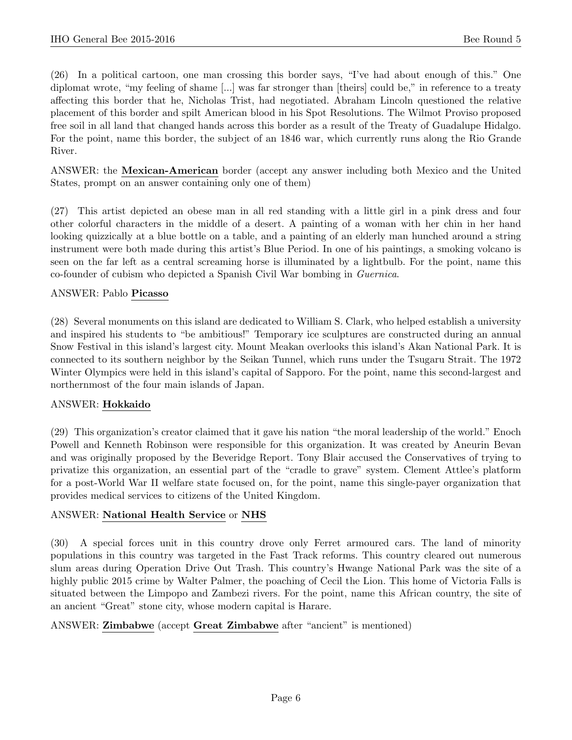(26) In a political cartoon, one man crossing this border says, "I've had about enough of this." One diplomat wrote, "my feeling of shame [...] was far stronger than [theirs] could be," in reference to a treaty affecting this border that he, Nicholas Trist, had negotiated. Abraham Lincoln questioned the relative placement of this border and spilt American blood in his Spot Resolutions. The Wilmot Proviso proposed free soil in all land that changed hands across this border as a result of the Treaty of Guadalupe Hidalgo. For the point, name this border, the subject of an 1846 war, which currently runs along the Rio Grande River.

ANSWER: the **Mexican-American** border (accept any answer including both Mexico and the United States, prompt on an answer containing only one of them)

(27) This artist depicted an obese man in all red standing with a little girl in a pink dress and four other colorful characters in the middle of a desert. A painting of a woman with her chin in her hand looking quizzically at a blue bottle on a table, and a painting of an elderly man hunched around a string instrument were both made during this artist's Blue Period. In one of his paintings, a smoking volcano is seen on the far left as a central screaming horse is illuminated by a lightbulb. For the point, name this co-founder of cubism who depicted a Spanish Civil War bombing in *Guernica*.

ANSWER: Pablo **Picasso**

(28) Several monuments on this island are dedicated to William S. Clark, who helped establish a university and inspired his students to "be ambitious!" Temporary ice sculptures are constructed during an annual Snow Festival in this island's largest city. Mount Meakan overlooks this island's Akan National Park. It is connected to its southern neighbor by the Seikan Tunnel, which runs under the Tsugaru Strait. The 1972 Winter Olympics were held in this island's capital of Sapporo. For the point, name this second-largest and northernmost of the four main islands of Japan.

ANSWER: **Hokkaido**

(29) This organization's creator claimed that it gave his nation "the moral leadership of the world." Enoch Powell and Kenneth Robinson were responsible for this organization. It was created by Aneurin Bevan and was originally proposed by the Beveridge Report. Tony Blair accused the Conservatives of trying to privatize this organization, an essential part of the "cradle to grave" system. Clement Attlee's platform for a post-World War II welfare state focused on, for the point, name this single-payer organization that provides medical services to citizens of the United Kingdom.

ANSWER: **National Health Service** or **NHS**

(30) A special forces unit in this country drove only Ferret armoured cars. The land of minority populations in this country was targeted in the Fast Track reforms. This country cleared out numerous slum areas during Operation Drive Out Trash. This country's Hwange National Park was the site of a highly public 2015 crime by Walter Palmer, the poaching of Cecil the Lion. This home of Victoria Falls is situated between the Limpopo and Zambezi rivers. For the point, name this African country, the site of an ancient "Great" stone city, whose modern capital is Harare.

ANSWER: **Zimbabwe** (accept **Great Zimbabwe** after "ancient" is mentioned)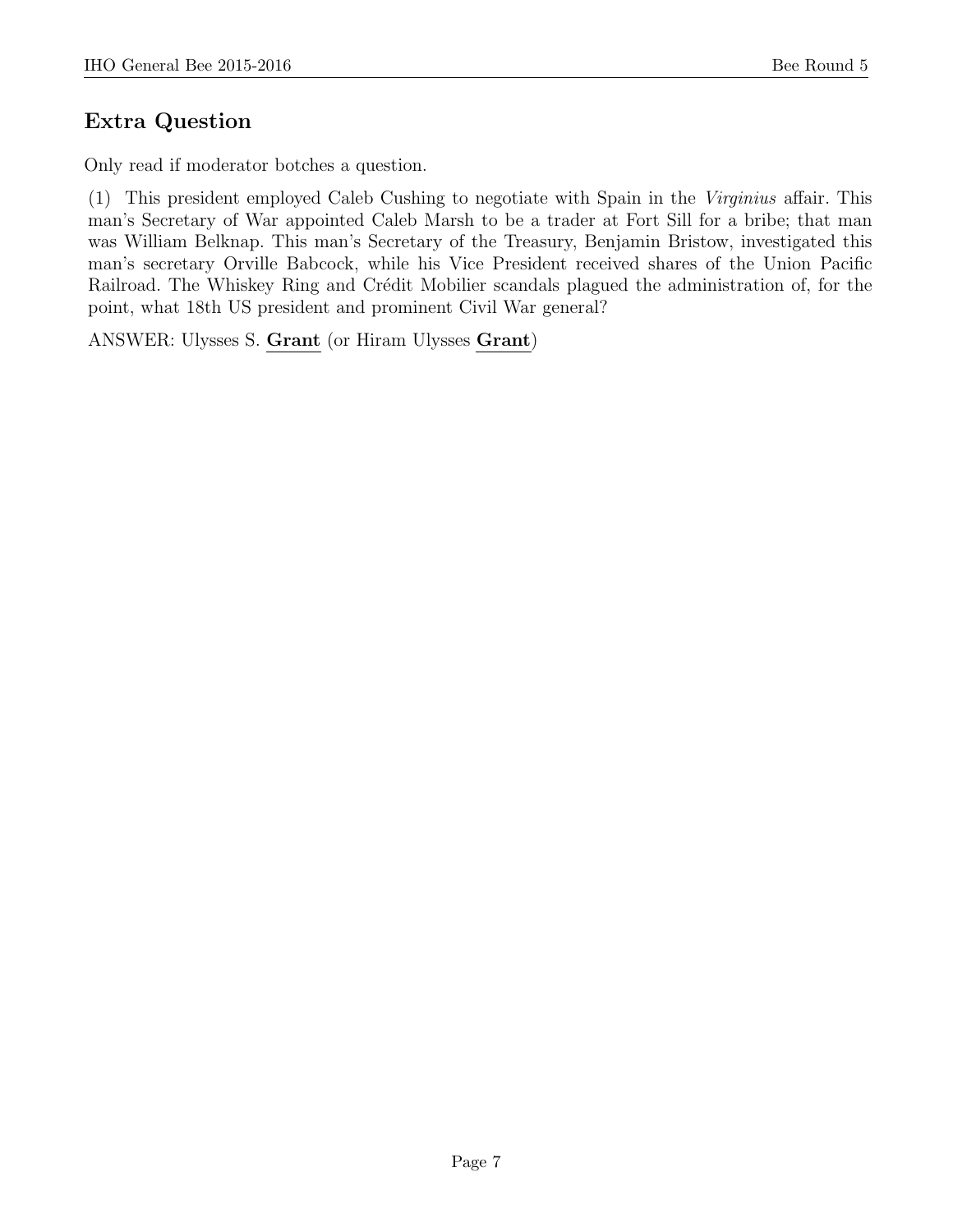## Extra Question

Only read if moderator botches a question.

(1) This president employed Caleb Cushing to negotiate with Spain in the *Virginius* affair. This man's Secretary of War appointed Caleb Marsh to be a trader at Fort Sill for a bribe; that man was William Belknap. This man's Secretary of the Treasury, Benjamin Bristow, investigated this man's secretary Orville Babcock, while his Vice President received shares of the Union Pacific Railroad. The Whiskey Ring and Crédit Mobilier scandals plagued the administration of, for the point, what 18th US president and prominent Civil War general?

ANSWER: Ulysses S. **Grant** (or Hiram Ulysses **Grant**)